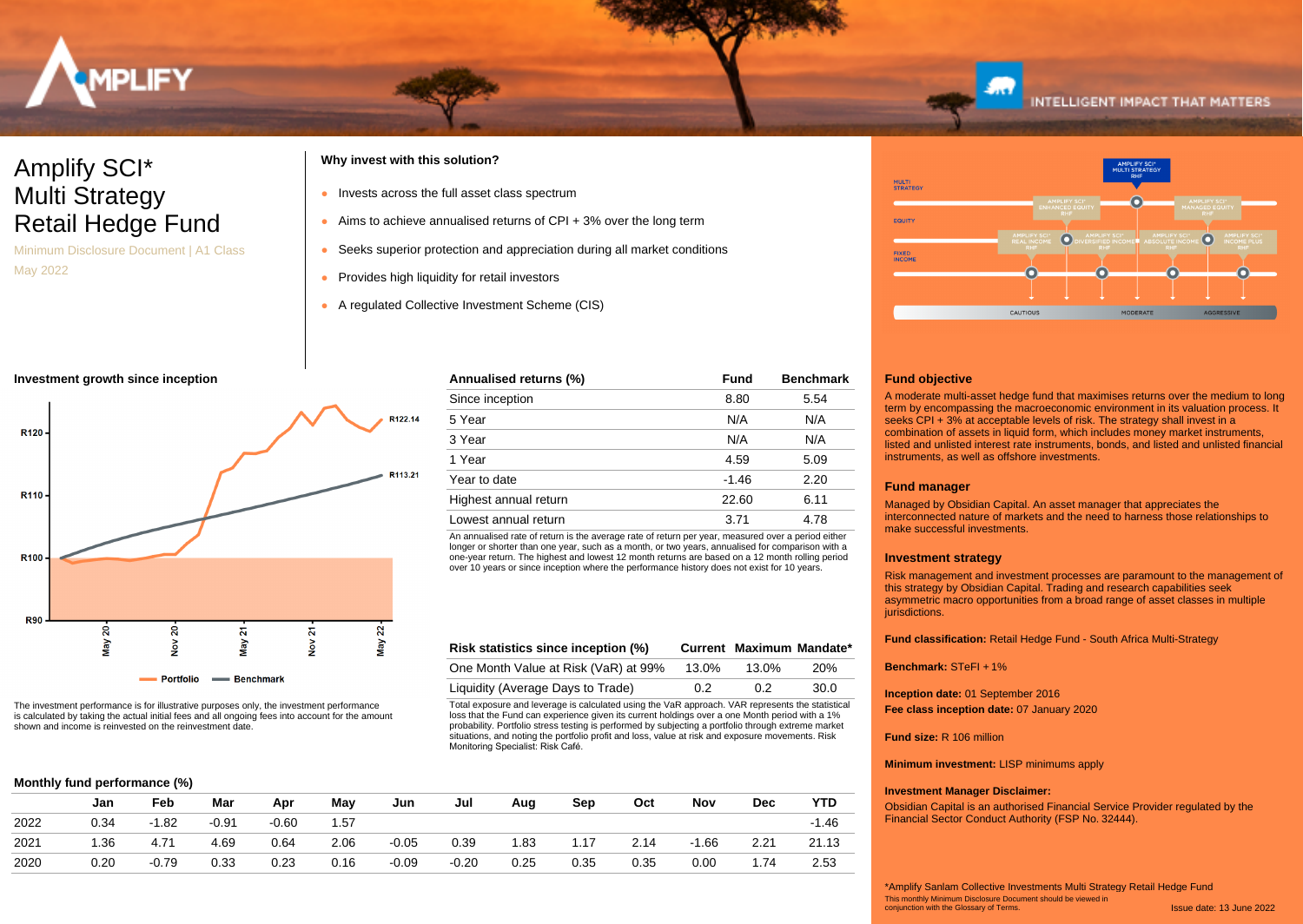# Amplify SCI* Multi Strategy Retail Hedge Fund

Minimum Disclosure Document | A1 Class

May 2022

### Why invest with this solution?

- Invests across the full asset class spectrum
- Aims to achieve annualised returns of CPI + 3% over the long term
- Seeks superior protection and appreciation during all market conditions
- Provides high liquidity for retail investors
- A regulated Collective Investment Scheme (CIS)

MULTI STRATEGY

EQUITY

FIXED INCOME

AMPLIFY SCI* MULTI STRATEGY RHF

AMPLIFY SCI* ENHANCED EQUITY RHF

AMPLIFY SCI* MANAGED EQUITY RHF

AMPLIFY SCI* REAL INCOME RHF

AMPLIFY SCI* DIVERSIFIED INCOME RHF

AMPLIFY SCI* ABSOLUTE INCOME RHF

AMPLIFY SCI* INCOME PLUS RHF

CAUTIOUS

MODERATE

AGGRESSIVE

### Investment growth since inception

R120

R110

R100

R90

May 20

Nov 20

May 21

Nov 21

May 22

R122.14

R113.21

Portfolio

Benchmark

The investment performance is for illustrative purposes only, the investment performance is calculated by taking the actual initial fees and all ongoing fees into account for the amount shown and income is reinvested on the reinvestment date.

| Annualised returns (%) | Fund | Benchmark |
|---|---|---|
| Since inception | 8.80 | 5.54 |
| 5 Year | N/A | N/A |
| 3 Year | N/A | N/A |
| 1 Year | 4.59 | 5.09 |
| Year to date | -1.46 | 2.20 |
| Highest annual return | 22.60 | 6.11 |
| Lowest annual return | 3.71 | 4.78 |

An annualised rate of return is the average rate of return per year, measured over a period either longer or shorter than one year, such as a month, or two years, annualised for comparison with a one-year return. The highest and lowest 12 month returns are based on a 12 month rolling period over 10 years or since inception where the performance history does not exist for 10 years.

| Risk statistics since inception (%) | Current | Maximum | Mandate* |
|---|---|---|---|
| One Month Value at Risk (VaR) at 99% | 13.0% | 13.0% | 20% |
| Liquidity (Average Days to Trade) | 0.2 | 0.2 | 30.0 |

Total exposure and leverage is calculated using the VaR approach. VAR represents the statistical loss that the Fund can experience given its current holdings over a one Month period with a 1% probability. Portfolio stress testing is performed by subjecting a portfolio through extreme market situations, and noting the portfolio profit and loss, value at risk and exposure movements. Risk Monitoring Specialist: Risk Café.

### Monthly fund performance (%)

| | Jan | Feb | Mar | Apr | May | Jun | Jul | Aug | Sep | Oct | Nov | Dec | YTD |
|---|---|---|---|---|---|---|---|---|---|---|---|---|---|
| 2022 | 0.34 | -1.82 | -0.91 | -0.60 | 1.57 | | | | | | | | -1.46 |
| 2021 | 1.36 | 4.71 | 4.69 | 0.64 | 2.06 | -0.05 | 0.39 | 1.83 | 1.17 | 2.14 | -1.66 | 2.21 | 21.13 |
| 2020 | 0.20 | -0.79 | 0.33 | 0.23 | 0.16 | -0.09 | -0.20 | 0.25 | 0.35 | 0.35 | 0.00 | 1.74 | 2.53 |

### Fund objective

A moderate multi-asset hedge fund that maximises returns over the medium to long term by encompassing the macroeconomic environment in its valuation process. It seeks CPI + 3% at acceptable levels of risk. The strategy shall invest in a combination of assets in liquid form, which includes money market instruments, listed and unlisted interest rate instruments, bonds, and listed and unlisted financial instruments, as well as offshore investments.

### Fund manager

Managed by Obsidian Capital. An asset manager that appreciates the interconnected nature of markets and the need to harness those relationships to make successful investments.

### Investment strategy

Risk management and investment processes are paramount to the management of this strategy by Obsidian Capital. Trading and research capabilities seek asymmetric macro opportunities from a broad range of asset classes in multiple jurisdictions.

**Fund classification:** Retail Hedge Fund - South Africa Multi-Strategy

**Benchmark:** STeFI + 1%

**Inception date:** 01 September 2016

**Fee class inception date:** 07 January 2020

**Fund size:** R 106 million

**Minimum investment:** LISP minimums apply

**Investment Manager Disclaimer:**

Obsidian Capital is an authorised Financial Service Provider regulated by the Financial Sector Conduct Authority (FSP No. 32444).

*Amplify Sanlam Collective Investments Multi Strategy Retail Hedge Fund

This monthly Minimum Disclosure Document should be viewed in conjunction with the Glossary of Terms.

Issue date: 13 June 2022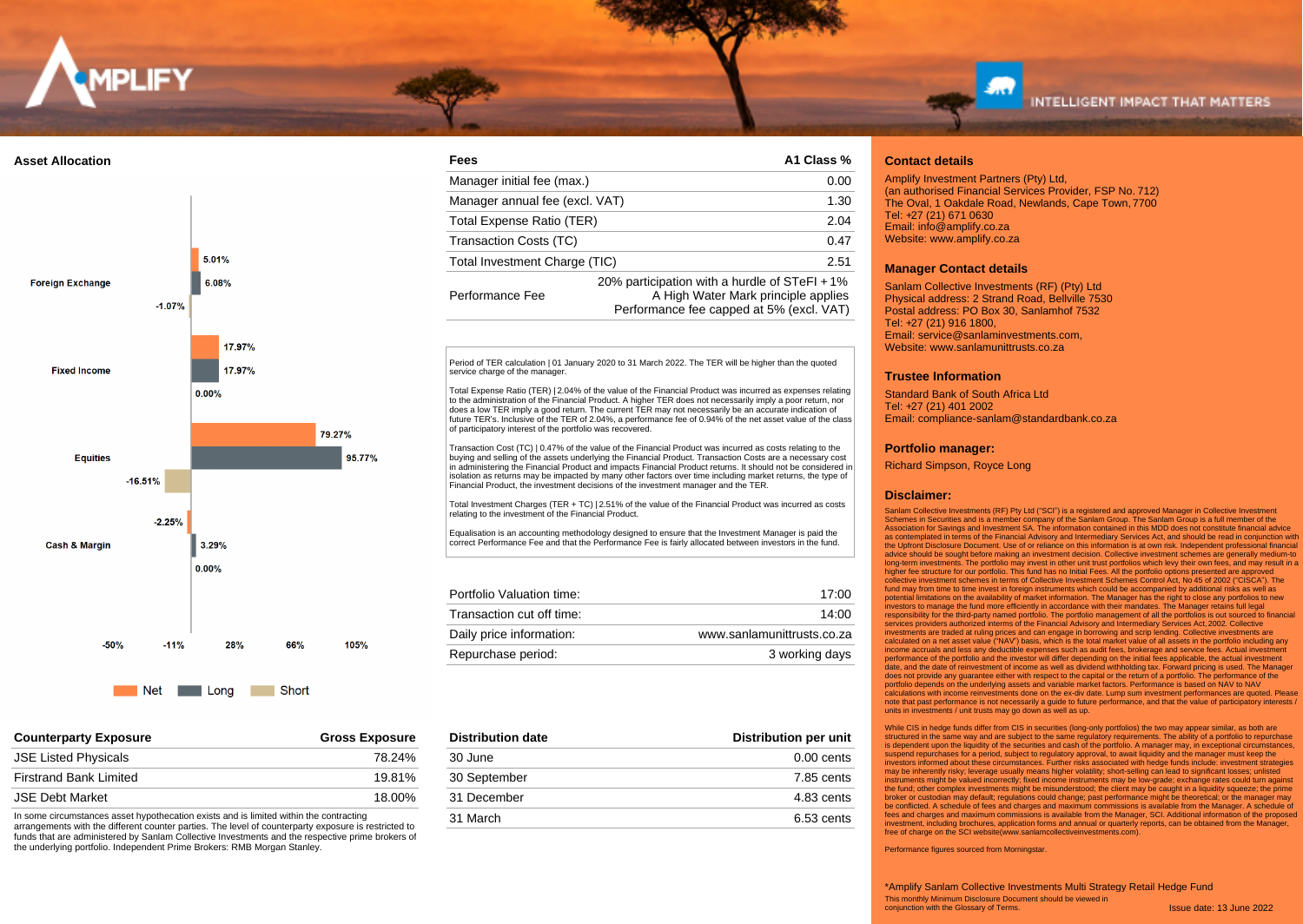## Asset Allocation

Foreign Exchange
5.01%
6.08%
-1.07%

Fixed Income
17.97%
17.97%
0.00%

Equities
79.27%
95.77%
-16.51%

Cash & Margin
-2.25%
3.29%
0.00%

-50% -11% 28% 66% 105%

Net Long Short

| Counterparty Exposure | Gross Exposure |
|---|---|
| JSE Listed Physicals | 78.24% |
| Firstrand Bank Limited | 19.81% |
| JSE Debt Market | 18.00% |

In some circumstances asset hypothecation exists and is limited within the contracting arrangements with the different counter parties. The level of counterparty exposure is restricted to funds that are administered by Sanlam Collective Investments and the respective prime brokers of the underlying portfolio. Independent Prime Brokers: RMB Morgan Stanley.

| Fees | A1 Class % |
|---|---|
| Manager initial fee (max.) | 0.00 |
| Manager annual fee (excl. VAT) | 1.30 |
| Total Expense Ratio (TER) | 2.04 |
| Transaction Costs (TC) | 0.47 |
| Total Investment Charge (TIC) | 2.51 |
| Performance Fee | 20% participation with a hurdle of STeFI + 1% A High Water Mark principle applies Performance fee capped at 5% (excl. VAT) |

Period of TER calculation | 01 January 2020 to 31 March 2022. The TER will be higher than the quoted service charge of the manager.

Total Expense Ratio (TER) | 2.04% of the value of the Financial Product was incurred as expenses relating to the administration of the Financial Product. A higher TER does not necessarily imply a poor return, nor does a low TER imply a good return. The current TER may not necessarily be an accurate indication of future TER's. Inclusive of the TER of 2.04%, a performance fee of 0.94% of the net asset value of the class of participatory interest of the portfolio was recovered.

Transaction Cost (TC) | 0.47% of the value of the Financial Product was incurred as costs relating to the buying and selling of the assets underlying the Financial Product. Transaction Costs are a necessary cost in administering the Financial Product and impacts Financial Product returns. It should not be considered in isolation as returns may be impacted by many other factors over time including market returns, the type of Financial Product, the investment decisions of the investment manager and the TER.

Total Investment Charges (TER + TC) | 2.51% of the value of the Financial Product was incurred as costs relating to the investment of the Financial Product.

Equalisation is an accounting methodology designed to ensure that the Investment Manager is paid the correct Performance Fee and that the Performance Fee is fairly allocated between investors in the fund.

| | |
|---|---|
| Portfolio Valuation time: | 17:00 |
| Transaction cut off time: | 14:00 |
| Daily price information: | www.sanlamunittrusts.co.za |
| Repurchase period: | 3 working days |

| Distribution date | Distribution per unit |
|---|---|
| 30 June | 0.00 cents |
| 30 September | 7.85 cents |
| 31 December | 4.83 cents |
| 31 March | 6.53 cents |

### Contact details

Amplify Investment Partners (Pty) Ltd,
(an authorised Financial Services Provider, FSP No. 712)
The Oval, 1 Oakdale Road, Newlands, Cape Town, 7700
Tel: +27 (21) 671 0630
Email: info@amplify.co.za
Website: www.amplify.co.za

### Manager Contact details

Sanlam Collective Investments (RF) (Pty) Ltd
Physical address: 2 Strand Road, Bellville 7530
Postal address: PO Box 30, Sanlamhof 7532
Tel: +27 (21) 916 1800,
Email: service@sanlaminvestments.com,
Website: www.sanlamunittrusts.co.za

### Trustee Information

Standard Bank of South Africa Ltd
Tel: +27 (21) 401 2002
Email: compliance-sanlam@standardbank.co.za

### Portfolio manager:

Richard Simpson, Royce Long

### Disclaimer:

Sanlam Collective Investments (RF) Pty Ltd ("SCI") is a registered and approved Manager in Collective Investment Schemes in Securities and is a member company of the Sanlam Group. The Sanlam Group is a full member of the Association for Savings and Investment SA. The information contained in this MDD does not constitute financial advice as contemplated in terms of the Financial Advisory and Intermediary Services Act, and should be read in conjunction with the Upfront Disclosure Document. Use of or reliance on this information is at own risk. Independent professional financial advice should be sought before making an investment decision. Collective investment schemes are generally medium-to long-term investments. The portfolio may invest in other unit trust portfolios which levy their own fees, and may result in a higher fee structure for our portfolio. This fund has no Initial Fees. All the portfolio options presented are approved collective investment schemes in terms of Collective Investment Schemes Control Act, No 45 of 2002 ("CISCA"). The fund may from time to time invest in foreign instruments which could be accompanied by additional risks as well as potential limitations on the availability of market information. The Manager has the right to close any portfolios to new investors to manage the fund more efficiently in accordance with their mandates. The Manager retains full legal responsibility for the third-party named portfolio. The portfolio management of all the portfolios is out sourced to financial services providers authorized interms of the Financial Advisory and Intermediary Services Act, 2002. Collective investments are traded at ruling prices and can engage in borrowing and scrip lending. Collective investments are calculated on a net asset value ("NAV") basis, which is the total market value of all assets in the portfolio including any income accruals and less any deductible expenses such as audit fees, brokerage and service fees. Actual investment performance of the portfolio and the investor will differ depending on the initial fees applicable, the actual investment date, and the date of reinvestment of income as well as dividend withholding tax. Forward pricing is used. The Manager does not provide any guarantee either with respect to the capital or the return of a portfolio. The performance of the portfolio depends on the underlying assets and variable market factors. Performance is based on NAV to NAV calculations with income reinvestments done on the ex-div date. Lump sum investment performances are quoted. Please note that past performance is not necessarily a guide to future performance, and that the value of participatory interests / units in investments / unit trusts may go down as well as up.

While CIS in hedge funds differ from CIS in securities (long-only portfolios) the two may appear similar, as both are structured in the same way and are subject to the same regulatory requirements. The ability of a portfolio to repurchase is dependent upon the liquidity of the securities and cash of the portfolio. A manager may, in exceptional circumstances, suspend repurchases for a period, subject to regulatory approval, to await liquidity and the manager must keep the investors informed about these circumstances. Further risks associated with hedge funds include: investment strategies may be inherently risky; leverage usually means higher volatility; short-selling can lead to significant losses; unlisted instruments might be valued incorrectly; fixed income instruments may be low-grade; exchange rates could turn against the fund; other complex investments might be misunderstood; the client may be caught in a liquidity squeeze; the prime broker or custodian may default; regulations could change; past performance might be theoretical; or the manager may be conflicted. A schedule of fees and charges and maximum commissions is available from the Manager. A schedule of fees and charges and maximum commissions is available from the Manager, SCI. Additional information of the proposed investment, including brochures, application forms and annual or quarterly reports, can be obtained from the Manager, free of charge on the SCI website(www.sanlamcollectiveinvestments.com).

Performance figures sourced from Morningstar.

*Amplify Sanlam Collective Investments Multi Strategy Retail Hedge Fund

This monthly Minimum Disclosure Document should be viewed in conjunction with the Glossary of Terms.

Issue date: 13 June 2022